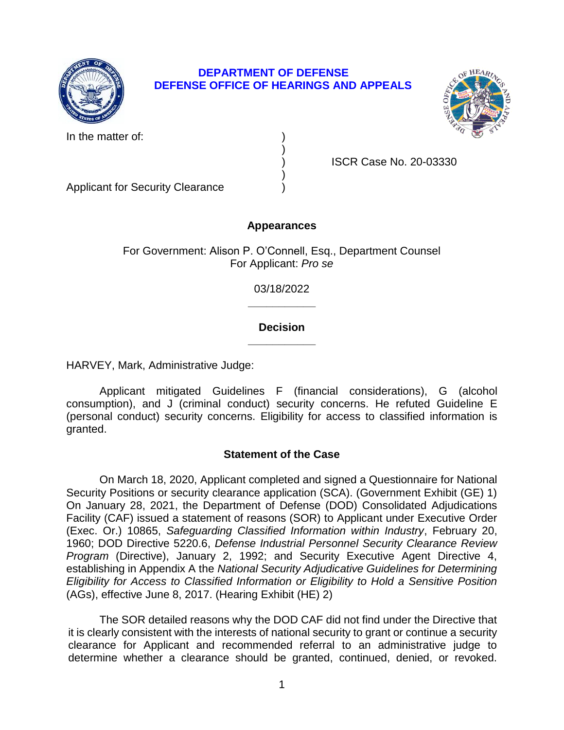**DEPARTMENT OF DEFENSE**
**DEFENSE OFFICE OF HEARINGS AND APPEALS**

In the matter of: )
)
) ISCR Case No. 20-03330
)
Applicant for Security Clearance )

## Appearances

For Government: Alison P. O'Connell, Esq., Department Counsel
For Applicant: *Pro se*

03/18/2022

## Decision

HARVEY, Mark, Administrative Judge:

Applicant mitigated Guidelines F (financial considerations), G (alcohol consumption), and J (criminal conduct) security concerns. He refuted Guideline E (personal conduct) security concerns. Eligibility for access to classified information is granted.

## Statement of the Case

On March 18, 2020, Applicant completed and signed a Questionnaire for National Security Positions or security clearance application (SCA). (Government Exhibit (GE) 1) On January 28, 2021, the Department of Defense (DOD) Consolidated Adjudications Facility (CAF) issued a statement of reasons (SOR) to Applicant under Executive Order (Exec. Or.) 10865, *Safeguarding Classified Information within Industry*, February 20, 1960; DOD Directive 5220.6, *Defense Industrial Personnel Security Clearance Review Program* (Directive), January 2, 1992; and Security Executive Agent Directive 4, establishing in Appendix A the *National Security Adjudicative Guidelines for Determining Eligibility for Access to Classified Information or Eligibility to Hold a Sensitive Position* (AGs), effective June 8, 2017. (Hearing Exhibit (HE) 2)

The SOR detailed reasons why the DOD CAF did not find under the Directive that it is clearly consistent with the interests of national security to grant or continue a security clearance for Applicant and recommended referral to an administrative judge to determine whether a clearance should be granted, continued, denied, or revoked.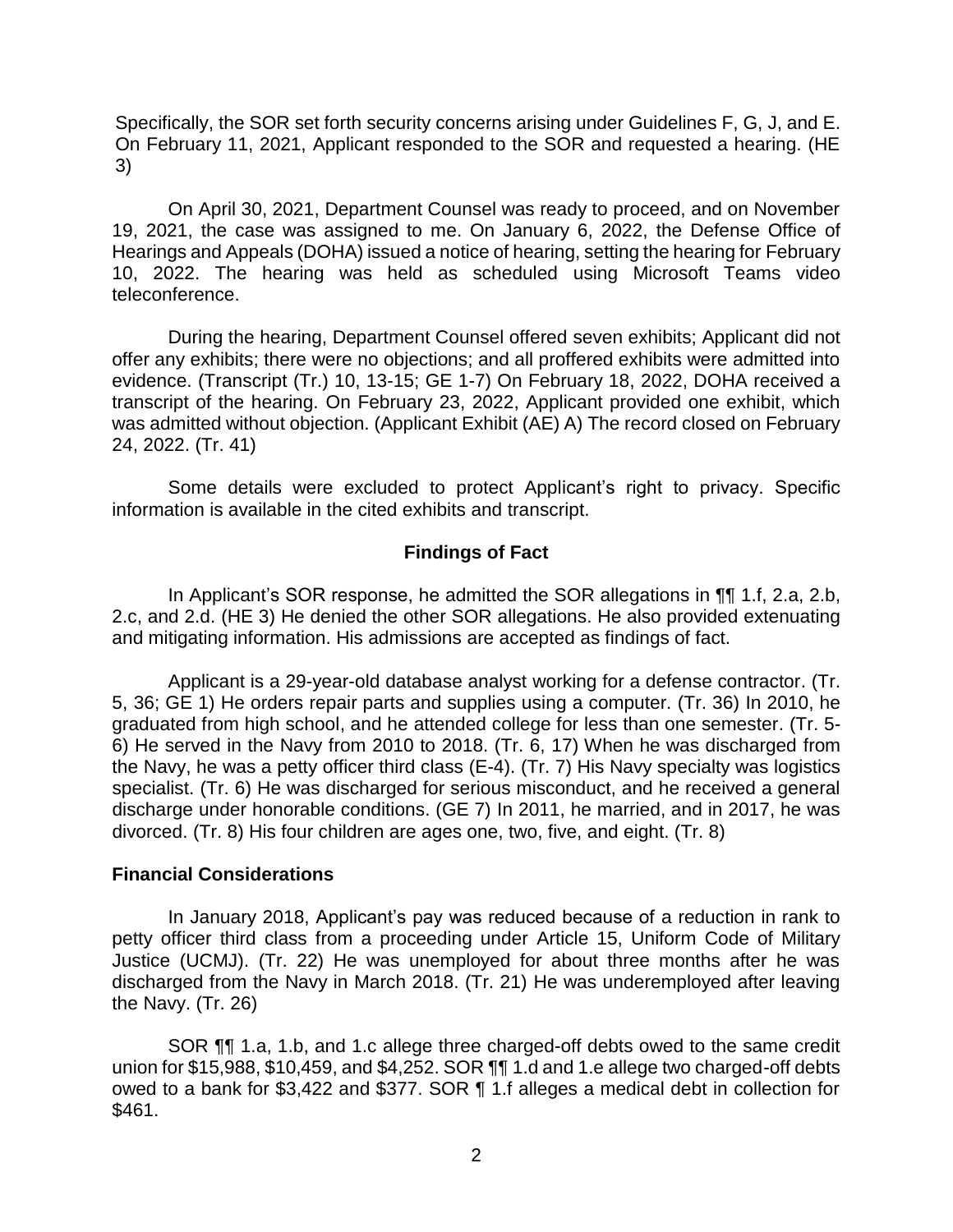Specifically, the SOR set forth security concerns arising under Guidelines F, G, J, and E. On February 11, 2021, Applicant responded to the SOR and requested a hearing. (HE 3)

On April 30, 2021, Department Counsel was ready to proceed, and on November 19, 2021, the case was assigned to me. On January 6, 2022, the Defense Office of Hearings and Appeals (DOHA) issued a notice of hearing, setting the hearing for February 10, 2022. The hearing was held as scheduled using Microsoft Teams video teleconference.

During the hearing, Department Counsel offered seven exhibits; Applicant did not offer any exhibits; there were no objections; and all proffered exhibits were admitted into evidence. (Transcript (Tr.) 10, 13-15; GE 1-7) On February 18, 2022, DOHA received a transcript of the hearing. On February 23, 2022, Applicant provided one exhibit, which was admitted without objection. (Applicant Exhibit (AE) A) The record closed on February 24, 2022. (Tr. 41)

Some details were excluded to protect Applicant's right to privacy. Specific information is available in the cited exhibits and transcript.

## Findings of Fact

In Applicant's SOR response, he admitted the SOR allegations in ¶¶ 1.f, 2.a, 2.b, 2.c, and 2.d. (HE 3) He denied the other SOR allegations. He also provided extenuating and mitigating information. His admissions are accepted as findings of fact.

Applicant is a 29-year-old database analyst working for a defense contractor. (Tr. 5, 36; GE 1) He orders repair parts and supplies using a computer. (Tr. 36) In 2010, he graduated from high school, and he attended college for less than one semester. (Tr. 5-6) He served in the Navy from 2010 to 2018. (Tr. 6, 17) When he was discharged from the Navy, he was a petty officer third class (E-4). (Tr. 7) His Navy specialty was logistics specialist. (Tr. 6) He was discharged for serious misconduct, and he received a general discharge under honorable conditions. (GE 7) In 2011, he married, and in 2017, he was divorced. (Tr. 8) His four children are ages one, two, five, and eight. (Tr. 8)

### Financial Considerations

In January 2018, Applicant's pay was reduced because of a reduction in rank to petty officer third class from a proceeding under Article 15, Uniform Code of Military Justice (UCMJ). (Tr. 22) He was unemployed for about three months after he was discharged from the Navy in March 2018. (Tr. 21) He was underemployed after leaving the Navy. (Tr. 26)

SOR ¶¶ 1.a, 1.b, and 1.c allege three charged-off debts owed to the same credit union for $15,988, $10,459, and $4,252. SOR ¶¶ 1.d and 1.e allege two charged-off debts owed to a bank for $3,422 and $377. SOR ¶ 1.f alleges a medical debt in collection for $461.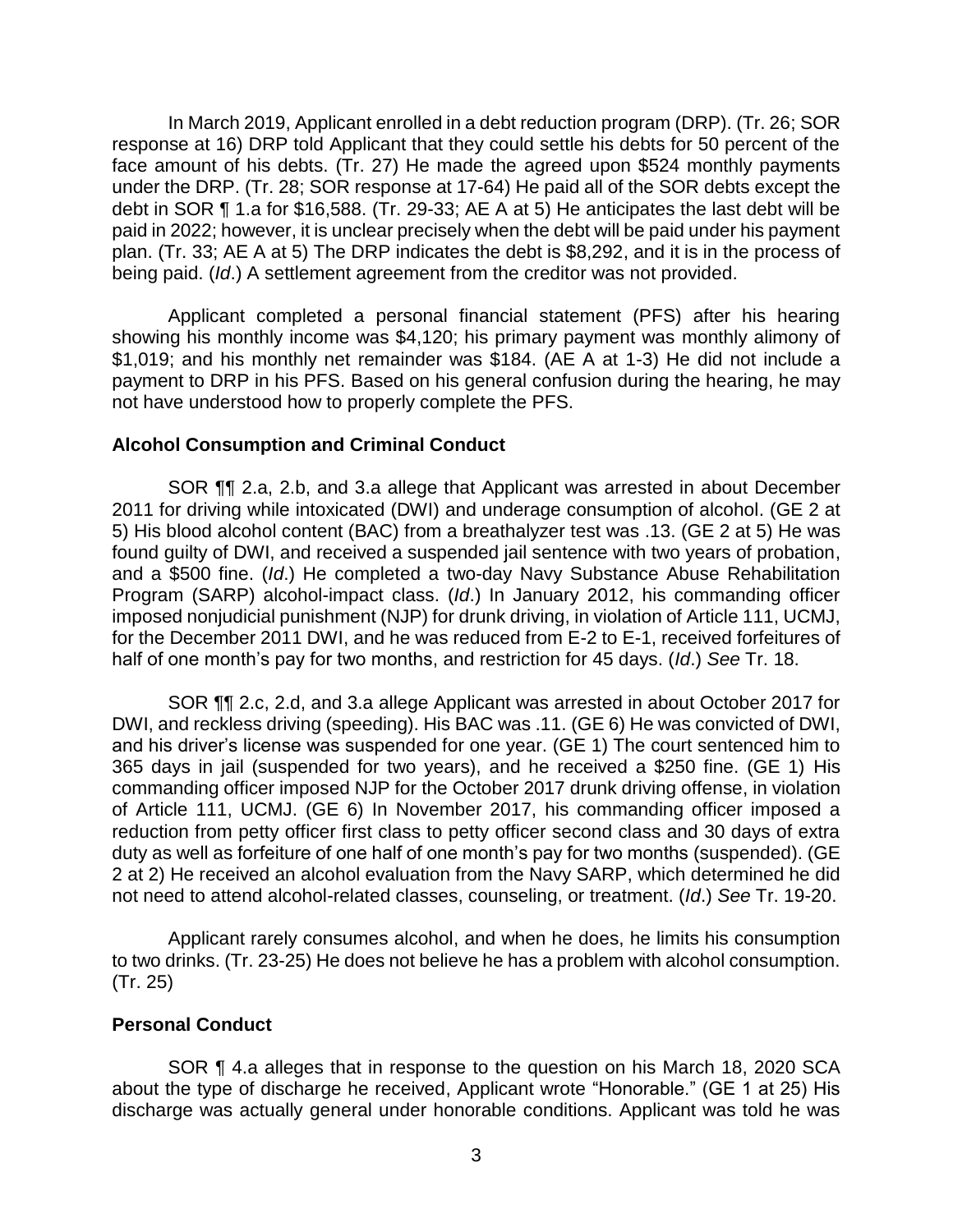In March 2019, Applicant enrolled in a debt reduction program (DRP). (Tr. 26; SOR response at 16) DRP told Applicant that they could settle his debts for 50 percent of the face amount of his debts. (Tr. 27) He made the agreed upon $524 monthly payments under the DRP. (Tr. 28; SOR response at 17-64) He paid all of the SOR debts except the debt in SOR ¶ 1.a for $16,588. (Tr. 29-33; AE A at 5) He anticipates the last debt will be paid in 2022; however, it is unclear precisely when the debt will be paid under his payment plan. (Tr. 33; AE A at 5) The DRP indicates the debt is $8,292, and it is in the process of being paid. (*Id*.) A settlement agreement from the creditor was not provided.

Applicant completed a personal financial statement (PFS) after his hearing showing his monthly income was $4,120; his primary payment was monthly alimony of $1,019; and his monthly net remainder was $184. (AE A at 1-3) He did not include a payment to DRP in his PFS. Based on his general confusion during the hearing, he may not have understood how to properly complete the PFS.

## Alcohol Consumption and Criminal Conduct

SOR ¶¶ 2.a, 2.b, and 3.a allege that Applicant was arrested in about December 2011 for driving while intoxicated (DWI) and underage consumption of alcohol. (GE 2 at 5) His blood alcohol content (BAC) from a breathalyzer test was .13. (GE 2 at 5) He was found guilty of DWI, and received a suspended jail sentence with two years of probation, and a $500 fine. (*Id*.) He completed a two-day Navy Substance Abuse Rehabilitation Program (SARP) alcohol-impact class. (*Id*.) In January 2012, his commanding officer imposed nonjudicial punishment (NJP) for drunk driving, in violation of Article 111, UCMJ, for the December 2011 DWI, and he was reduced from E-2 to E-1, received forfeitures of half of one month's pay for two months, and restriction for 45 days. (*Id*.) *See* Tr. 18.

SOR ¶¶ 2.c, 2.d, and 3.a allege Applicant was arrested in about October 2017 for DWI, and reckless driving (speeding). His BAC was .11. (GE 6) He was convicted of DWI, and his driver's license was suspended for one year. (GE 1) The court sentenced him to 365 days in jail (suspended for two years), and he received a $250 fine. (GE 1) His commanding officer imposed NJP for the October 2017 drunk driving offense, in violation of Article 111, UCMJ. (GE 6) In November 2017, his commanding officer imposed a reduction from petty officer first class to petty officer second class and 30 days of extra duty as well as forfeiture of one half of one month's pay for two months (suspended). (GE 2 at 2) He received an alcohol evaluation from the Navy SARP, which determined he did not need to attend alcohol-related classes, counseling, or treatment. (*Id*.) *See* Tr. 19-20.

Applicant rarely consumes alcohol, and when he does, he limits his consumption to two drinks. (Tr. 23-25) He does not believe he has a problem with alcohol consumption. (Tr. 25)

## Personal Conduct

SOR ¶ 4.a alleges that in response to the question on his March 18, 2020 SCA about the type of discharge he received, Applicant wrote "Honorable." (GE 1 at 25) His discharge was actually general under honorable conditions. Applicant was told he was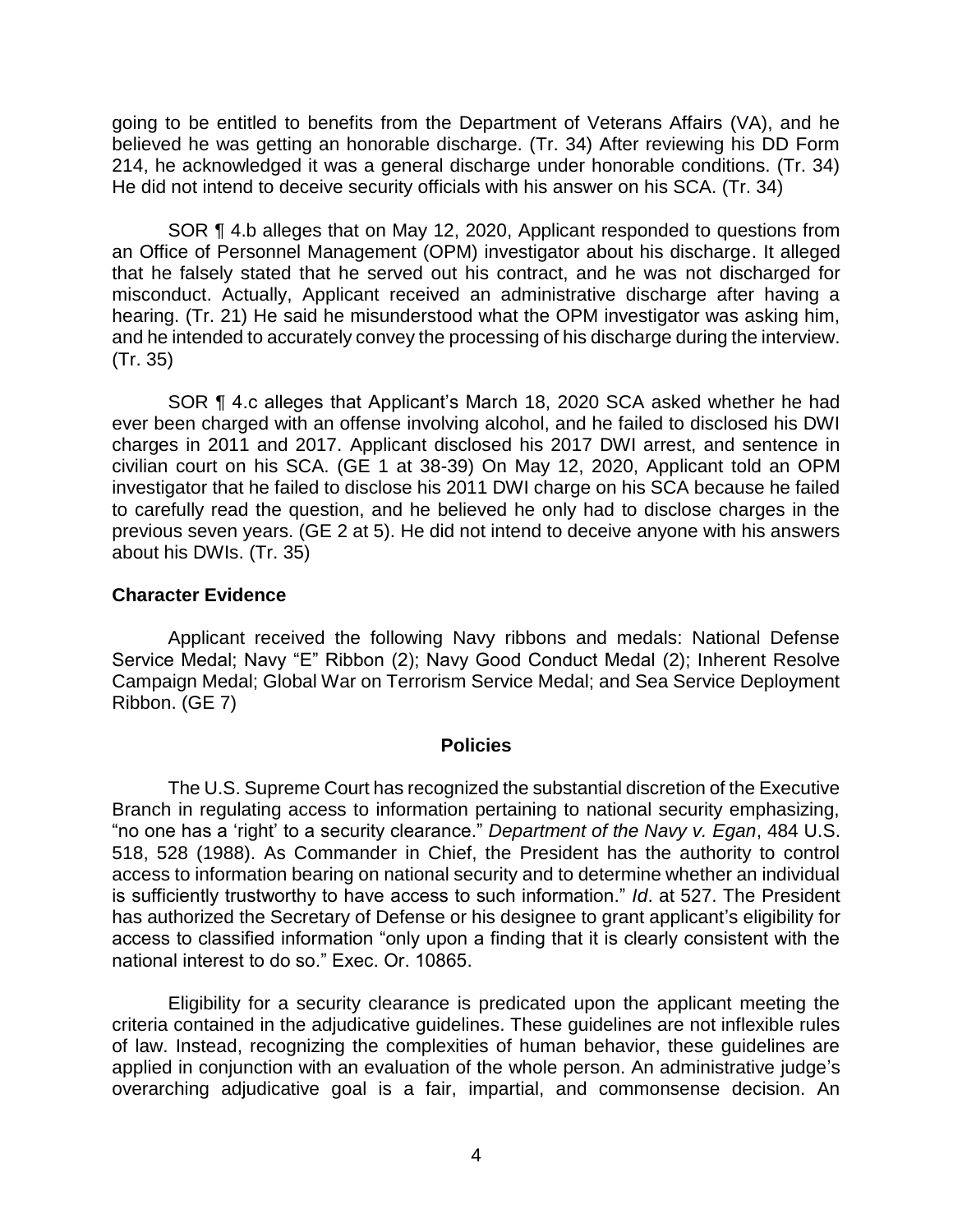going to be entitled to benefits from the Department of Veterans Affairs (VA), and he believed he was getting an honorable discharge. (Tr. 34) After reviewing his DD Form 214, he acknowledged it was a general discharge under honorable conditions. (Tr. 34) He did not intend to deceive security officials with his answer on his SCA. (Tr. 34)

SOR ¶ 4.b alleges that on May 12, 2020, Applicant responded to questions from an Office of Personnel Management (OPM) investigator about his discharge. It alleged that he falsely stated that he served out his contract, and he was not discharged for misconduct. Actually, Applicant received an administrative discharge after having a hearing. (Tr. 21) He said he misunderstood what the OPM investigator was asking him, and he intended to accurately convey the processing of his discharge during the interview. (Tr. 35)

SOR ¶ 4.c alleges that Applicant's March 18, 2020 SCA asked whether he had ever been charged with an offense involving alcohol, and he failed to disclosed his DWI charges in 2011 and 2017. Applicant disclosed his 2017 DWI arrest, and sentence in civilian court on his SCA. (GE 1 at 38-39) On May 12, 2020, Applicant told an OPM investigator that he failed to disclose his 2011 DWI charge on his SCA because he failed to carefully read the question, and he believed he only had to disclose charges in the previous seven years. (GE 2 at 5). He did not intend to deceive anyone with his answers about his DWIs. (Tr. 35)

**Character Evidence**

Applicant received the following Navy ribbons and medals: National Defense Service Medal; Navy "E" Ribbon (2); Navy Good Conduct Medal (2); Inherent Resolve Campaign Medal; Global War on Terrorism Service Medal; and Sea Service Deployment Ribbon. (GE 7)

## Policies

The U.S. Supreme Court has recognized the substantial discretion of the Executive Branch in regulating access to information pertaining to national security emphasizing, "no one has a 'right' to a security clearance." *Department of the Navy v. Egan*, 484 U.S. 518, 528 (1988). As Commander in Chief, the President has the authority to control access to information bearing on national security and to determine whether an individual is sufficiently trustworthy to have access to such information." *Id*. at 527. The President has authorized the Secretary of Defense or his designee to grant applicant's eligibility for access to classified information "only upon a finding that it is clearly consistent with the national interest to do so." Exec. Or. 10865.

Eligibility for a security clearance is predicated upon the applicant meeting the criteria contained in the adjudicative guidelines. These guidelines are not inflexible rules of law. Instead, recognizing the complexities of human behavior, these guidelines are applied in conjunction with an evaluation of the whole person. An administrative judge's overarching adjudicative goal is a fair, impartial, and commonsense decision. An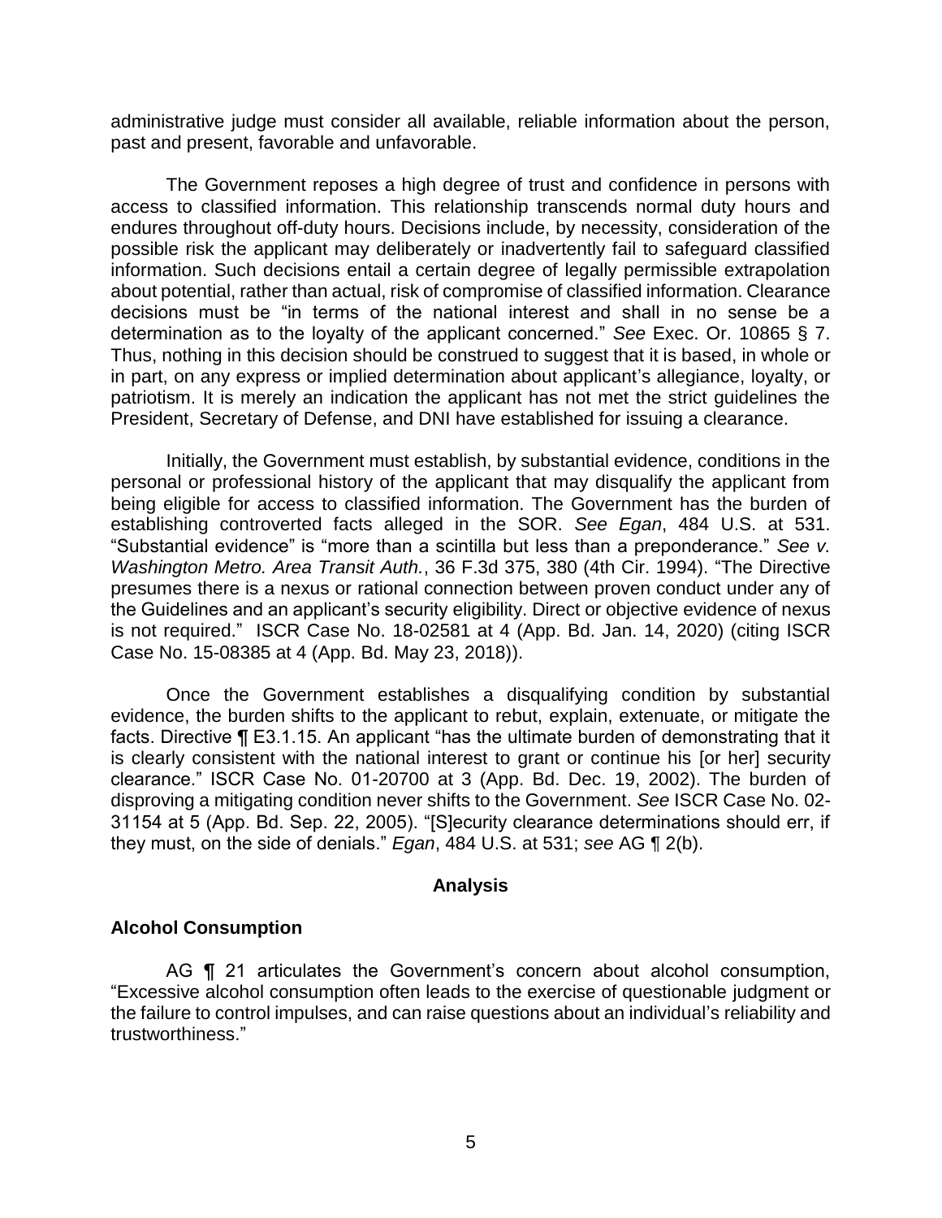administrative judge must consider all available, reliable information about the person, past and present, favorable and unfavorable.

The Government reposes a high degree of trust and confidence in persons with access to classified information. This relationship transcends normal duty hours and endures throughout off-duty hours. Decisions include, by necessity, consideration of the possible risk the applicant may deliberately or inadvertently fail to safeguard classified information. Such decisions entail a certain degree of legally permissible extrapolation about potential, rather than actual, risk of compromise of classified information. Clearance decisions must be "in terms of the national interest and shall in no sense be a determination as to the loyalty of the applicant concerned." *See* Exec. Or. 10865 § 7. Thus, nothing in this decision should be construed to suggest that it is based, in whole or in part, on any express or implied determination about applicant's allegiance, loyalty, or patriotism. It is merely an indication the applicant has not met the strict guidelines the President, Secretary of Defense, and DNI have established for issuing a clearance.

Initially, the Government must establish, by substantial evidence, conditions in the personal or professional history of the applicant that may disqualify the applicant from being eligible for access to classified information. The Government has the burden of establishing controverted facts alleged in the SOR. *See Egan*, 484 U.S. at 531. "Substantial evidence" is "more than a scintilla but less than a preponderance." *See v. Washington Metro. Area Transit Auth.*, 36 F.3d 375, 380 (4th Cir. 1994). "The Directive presumes there is a nexus or rational connection between proven conduct under any of the Guidelines and an applicant's security eligibility. Direct or objective evidence of nexus is not required." ISCR Case No. 18-02581 at 4 (App. Bd. Jan. 14, 2020) (citing ISCR Case No. 15-08385 at 4 (App. Bd. May 23, 2018)).

Once the Government establishes a disqualifying condition by substantial evidence, the burden shifts to the applicant to rebut, explain, extenuate, or mitigate the facts. Directive ¶ E3.1.15. An applicant "has the ultimate burden of demonstrating that it is clearly consistent with the national interest to grant or continue his [or her] security clearance." ISCR Case No. 01-20700 at 3 (App. Bd. Dec. 19, 2002). The burden of disproving a mitigating condition never shifts to the Government. *See* ISCR Case No. 02-31154 at 5 (App. Bd. Sep. 22, 2005). "[S]ecurity clearance determinations should err, if they must, on the side of denials." *Egan*, 484 U.S. at 531; *see* AG ¶ 2(b).

## Analysis

### Alcohol Consumption

AG ¶ 21 articulates the Government's concern about alcohol consumption, "Excessive alcohol consumption often leads to the exercise of questionable judgment or the failure to control impulses, and can raise questions about an individual's reliability and trustworthiness."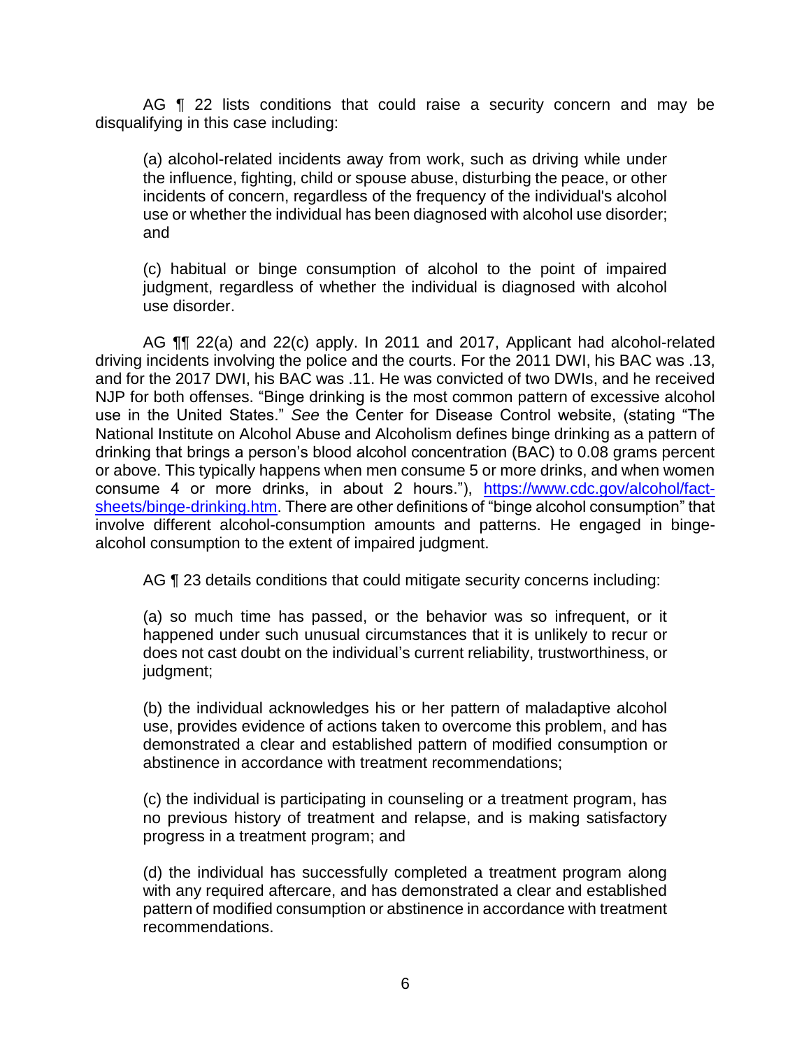AG ¶ 22 lists conditions that could raise a security concern and may be disqualifying in this case including:

> (a) alcohol-related incidents away from work, such as driving while under the influence, fighting, child or spouse abuse, disturbing the peace, or other incidents of concern, regardless of the frequency of the individual's alcohol use or whether the individual has been diagnosed with alcohol use disorder; and
>
> (c) habitual or binge consumption of alcohol to the point of impaired judgment, regardless of whether the individual is diagnosed with alcohol use disorder.

AG ¶¶ 22(a) and 22(c) apply. In 2011 and 2017, Applicant had alcohol-related driving incidents involving the police and the courts. For the 2011 DWI, his BAC was .13, and for the 2017 DWI, his BAC was .11. He was convicted of two DWIs, and he received NJP for both offenses. "Binge drinking is the most common pattern of excessive alcohol use in the United States." *See* the Center for Disease Control website, (stating "The National Institute on Alcohol Abuse and Alcoholism defines binge drinking as a pattern of drinking that brings a person's blood alcohol concentration (BAC) to 0.08 grams percent or above. This typically happens when men consume 5 or more drinks, and when women consume 4 or more drinks, in about 2 hours."), [https://www.cdc.gov/alcohol/fact-sheets/binge-drinking.htm](https://www.cdc.gov/alcohol/fact-sheets/binge-drinking.htm). There are other definitions of "binge alcohol consumption" that involve different alcohol-consumption amounts and patterns. He engaged in binge-alcohol consumption to the extent of impaired judgment.

AG ¶ 23 details conditions that could mitigate security concerns including:

> (a) so much time has passed, or the behavior was so infrequent, or it happened under such unusual circumstances that it is unlikely to recur or does not cast doubt on the individual's current reliability, trustworthiness, or judgment;
>
> (b) the individual acknowledges his or her pattern of maladaptive alcohol use, provides evidence of actions taken to overcome this problem, and has demonstrated a clear and established pattern of modified consumption or abstinence in accordance with treatment recommendations;
>
> (c) the individual is participating in counseling or a treatment program, has no previous history of treatment and relapse, and is making satisfactory progress in a treatment program; and
>
> (d) the individual has successfully completed a treatment program along with any required aftercare, and has demonstrated a clear and established pattern of modified consumption or abstinence in accordance with treatment recommendations.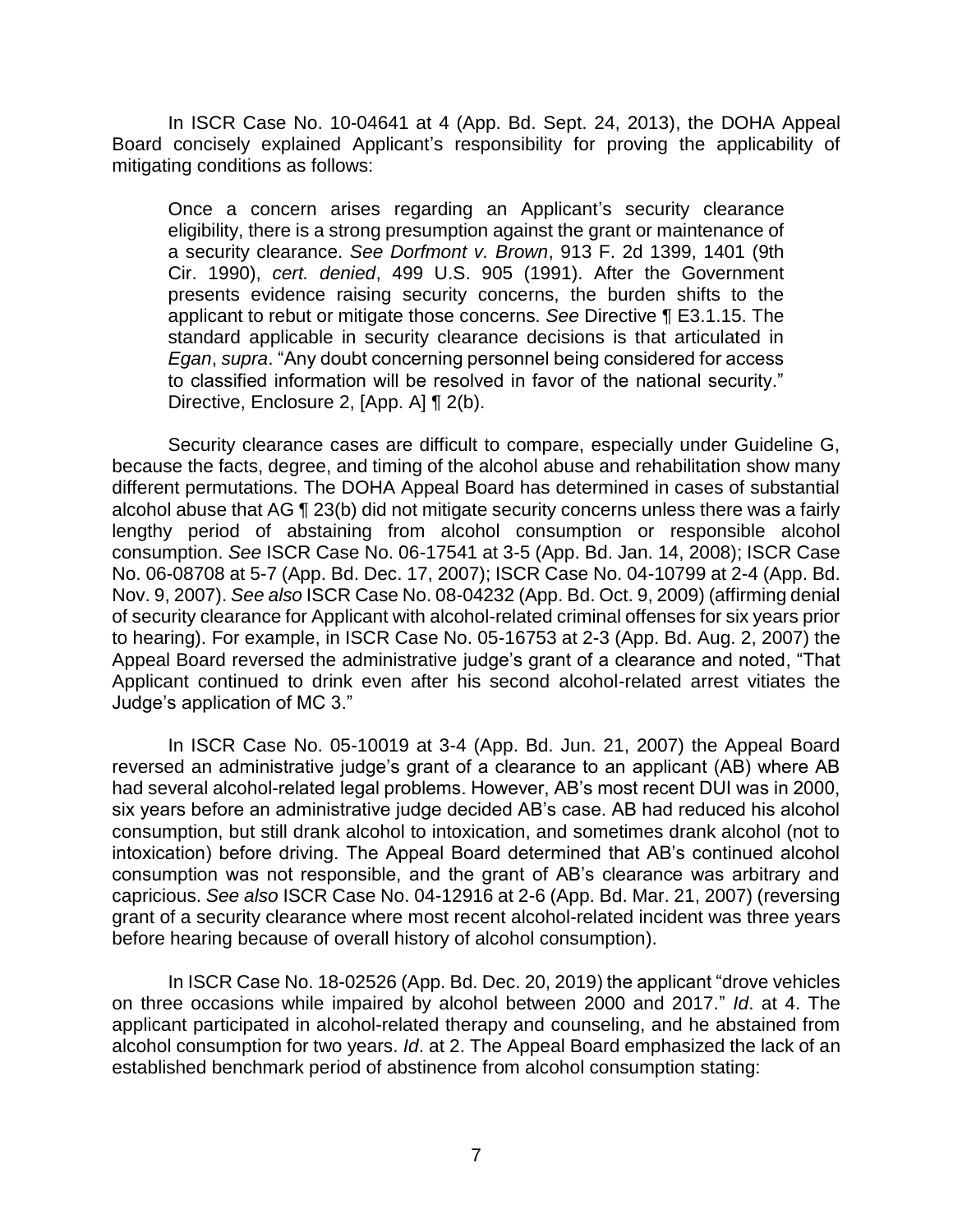In ISCR Case No. 10-04641 at 4 (App. Bd. Sept. 24, 2013), the DOHA Appeal Board concisely explained Applicant's responsibility for proving the applicability of mitigating conditions as follows:

> Once a concern arises regarding an Applicant's security clearance eligibility, there is a strong presumption against the grant or maintenance of a security clearance. *See Dorfmont v. Brown*, 913 F. 2d 1399, 1401 (9th Cir. 1990), *cert. denied*, 499 U.S. 905 (1991). After the Government presents evidence raising security concerns, the burden shifts to the applicant to rebut or mitigate those concerns. *See* Directive ¶ E3.1.15. The standard applicable in security clearance decisions is that articulated in *Egan*, *supra*. "Any doubt concerning personnel being considered for access to classified information will be resolved in favor of the national security." Directive, Enclosure 2, [App. A] ¶ 2(b).

Security clearance cases are difficult to compare, especially under Guideline G, because the facts, degree, and timing of the alcohol abuse and rehabilitation show many different permutations. The DOHA Appeal Board has determined in cases of substantial alcohol abuse that AG ¶ 23(b) did not mitigate security concerns unless there was a fairly lengthy period of abstaining from alcohol consumption or responsible alcohol consumption. *See* ISCR Case No. 06-17541 at 3-5 (App. Bd. Jan. 14, 2008); ISCR Case No. 06-08708 at 5-7 (App. Bd. Dec. 17, 2007); ISCR Case No. 04-10799 at 2-4 (App. Bd. Nov. 9, 2007). *See also* ISCR Case No. 08-04232 (App. Bd. Oct. 9, 2009) (affirming denial of security clearance for Applicant with alcohol-related criminal offenses for six years prior to hearing). For example, in ISCR Case No. 05-16753 at 2-3 (App. Bd. Aug. 2, 2007) the Appeal Board reversed the administrative judge's grant of a clearance and noted, "That Applicant continued to drink even after his second alcohol-related arrest vitiates the Judge's application of MC 3."

In ISCR Case No. 05-10019 at 3-4 (App. Bd. Jun. 21, 2007) the Appeal Board reversed an administrative judge's grant of a clearance to an applicant (AB) where AB had several alcohol-related legal problems. However, AB's most recent DUI was in 2000, six years before an administrative judge decided AB's case. AB had reduced his alcohol consumption, but still drank alcohol to intoxication, and sometimes drank alcohol (not to intoxication) before driving. The Appeal Board determined that AB's continued alcohol consumption was not responsible, and the grant of AB's clearance was arbitrary and capricious. *See also* ISCR Case No. 04-12916 at 2-6 (App. Bd. Mar. 21, 2007) (reversing grant of a security clearance where most recent alcohol-related incident was three years before hearing because of overall history of alcohol consumption).

In ISCR Case No. 18-02526 (App. Bd. Dec. 20, 2019) the applicant "drove vehicles on three occasions while impaired by alcohol between 2000 and 2017." *Id*. at 4. The applicant participated in alcohol-related therapy and counseling, and he abstained from alcohol consumption for two years. *Id*. at 2. The Appeal Board emphasized the lack of an established benchmark period of abstinence from alcohol consumption stating: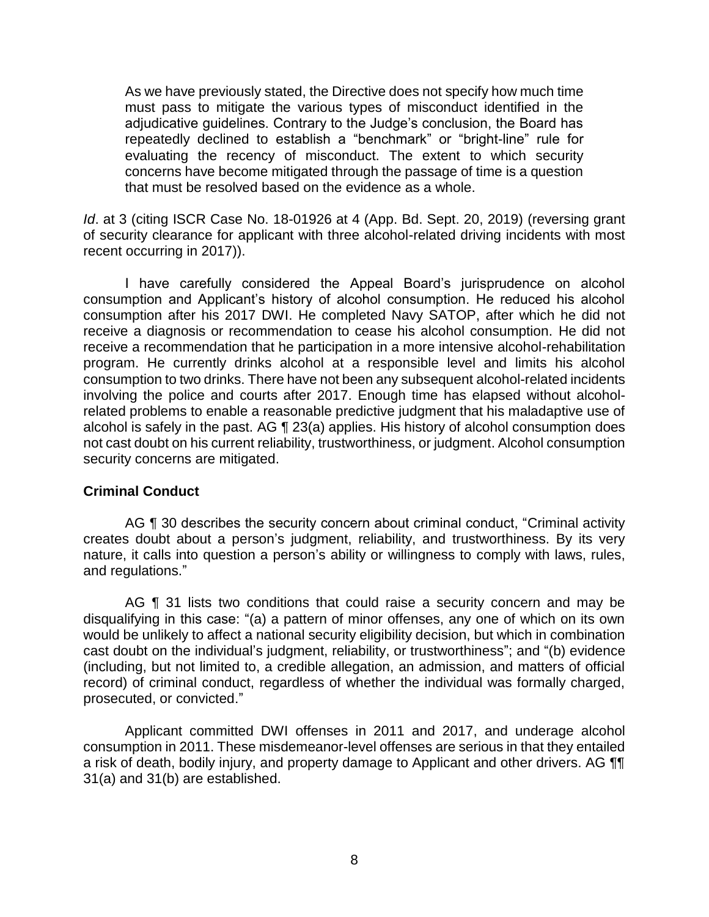> As we have previously stated, the Directive does not specify how much time must pass to mitigate the various types of misconduct identified in the adjudicative guidelines. Contrary to the Judge's conclusion, the Board has repeatedly declined to establish a "benchmark" or "bright-line" rule for evaluating the recency of misconduct. The extent to which security concerns have become mitigated through the passage of time is a question that must be resolved based on the evidence as a whole.

*Id*. at 3 (citing ISCR Case No. 18-01926 at 4 (App. Bd. Sept. 20, 2019) (reversing grant of security clearance for applicant with three alcohol-related driving incidents with most recent occurring in 2017)).

I have carefully considered the Appeal Board's jurisprudence on alcohol consumption and Applicant's history of alcohol consumption. He reduced his alcohol consumption after his 2017 DWI. He completed Navy SATOP, after which he did not receive a diagnosis or recommendation to cease his alcohol consumption. He did not receive a recommendation that he participation in a more intensive alcohol-rehabilitation program. He currently drinks alcohol at a responsible level and limits his alcohol consumption to two drinks. There have not been any subsequent alcohol-related incidents involving the police and courts after 2017. Enough time has elapsed without alcohol-related problems to enable a reasonable predictive judgment that his maladaptive use of alcohol is safely in the past. AG ¶ 23(a) applies. His history of alcohol consumption does not cast doubt on his current reliability, trustworthiness, or judgment. Alcohol consumption security concerns are mitigated.

### Criminal Conduct

AG ¶ 30 describes the security concern about criminal conduct, "Criminal activity creates doubt about a person's judgment, reliability, and trustworthiness. By its very nature, it calls into question a person's ability or willingness to comply with laws, rules, and regulations."

AG ¶ 31 lists two conditions that could raise a security concern and may be disqualifying in this case: "(a) a pattern of minor offenses, any one of which on its own would be unlikely to affect a national security eligibility decision, but which in combination cast doubt on the individual's judgment, reliability, or trustworthiness"; and "(b) evidence (including, but not limited to, a credible allegation, an admission, and matters of official record) of criminal conduct, regardless of whether the individual was formally charged, prosecuted, or convicted."

Applicant committed DWI offenses in 2011 and 2017, and underage alcohol consumption in 2011. These misdemeanor-level offenses are serious in that they entailed a risk of death, bodily injury, and property damage to Applicant and other drivers. AG ¶¶ 31(a) and 31(b) are established.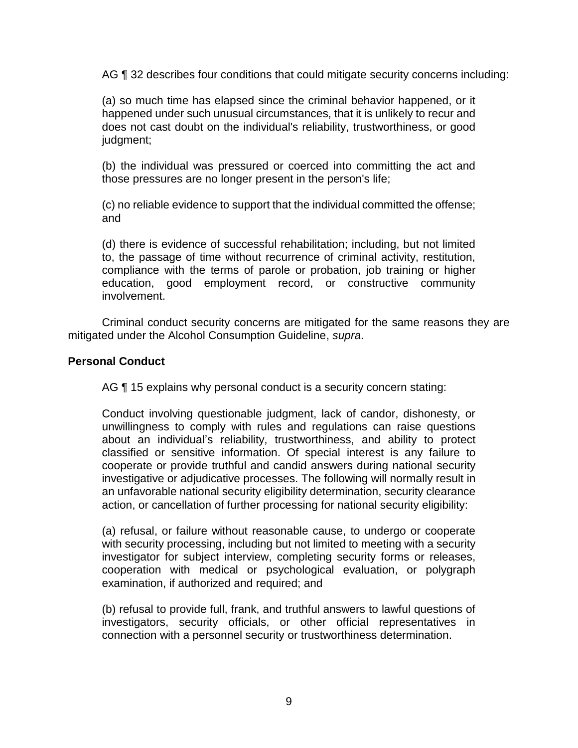AG ¶ 32 describes four conditions that could mitigate security concerns including:

> (a) so much time has elapsed since the criminal behavior happened, or it happened under such unusual circumstances, that it is unlikely to recur and does not cast doubt on the individual's reliability, trustworthiness, or good judgment;
>
> (b) the individual was pressured or coerced into committing the act and those pressures are no longer present in the person's life;
>
> (c) no reliable evidence to support that the individual committed the offense; and
>
> (d) there is evidence of successful rehabilitation; including, but not limited to, the passage of time without recurrence of criminal activity, restitution, compliance with the terms of parole or probation, job training or higher education, good employment record, or constructive community involvement.

Criminal conduct security concerns are mitigated for the same reasons they are mitigated under the Alcohol Consumption Guideline, *supra*.

**Personal Conduct**

AG ¶ 15 explains why personal conduct is a security concern stating:

> Conduct involving questionable judgment, lack of candor, dishonesty, or unwillingness to comply with rules and regulations can raise questions about an individual's reliability, trustworthiness, and ability to protect classified or sensitive information. Of special interest is any failure to cooperate or provide truthful and candid answers during national security investigative or adjudicative processes. The following will normally result in an unfavorable national security eligibility determination, security clearance action, or cancellation of further processing for national security eligibility:
>
> (a) refusal, or failure without reasonable cause, to undergo or cooperate with security processing, including but not limited to meeting with a security investigator for subject interview, completing security forms or releases, cooperation with medical or psychological evaluation, or polygraph examination, if authorized and required; and
>
> (b) refusal to provide full, frank, and truthful answers to lawful questions of investigators, security officials, or other official representatives in connection with a personnel security or trustworthiness determination.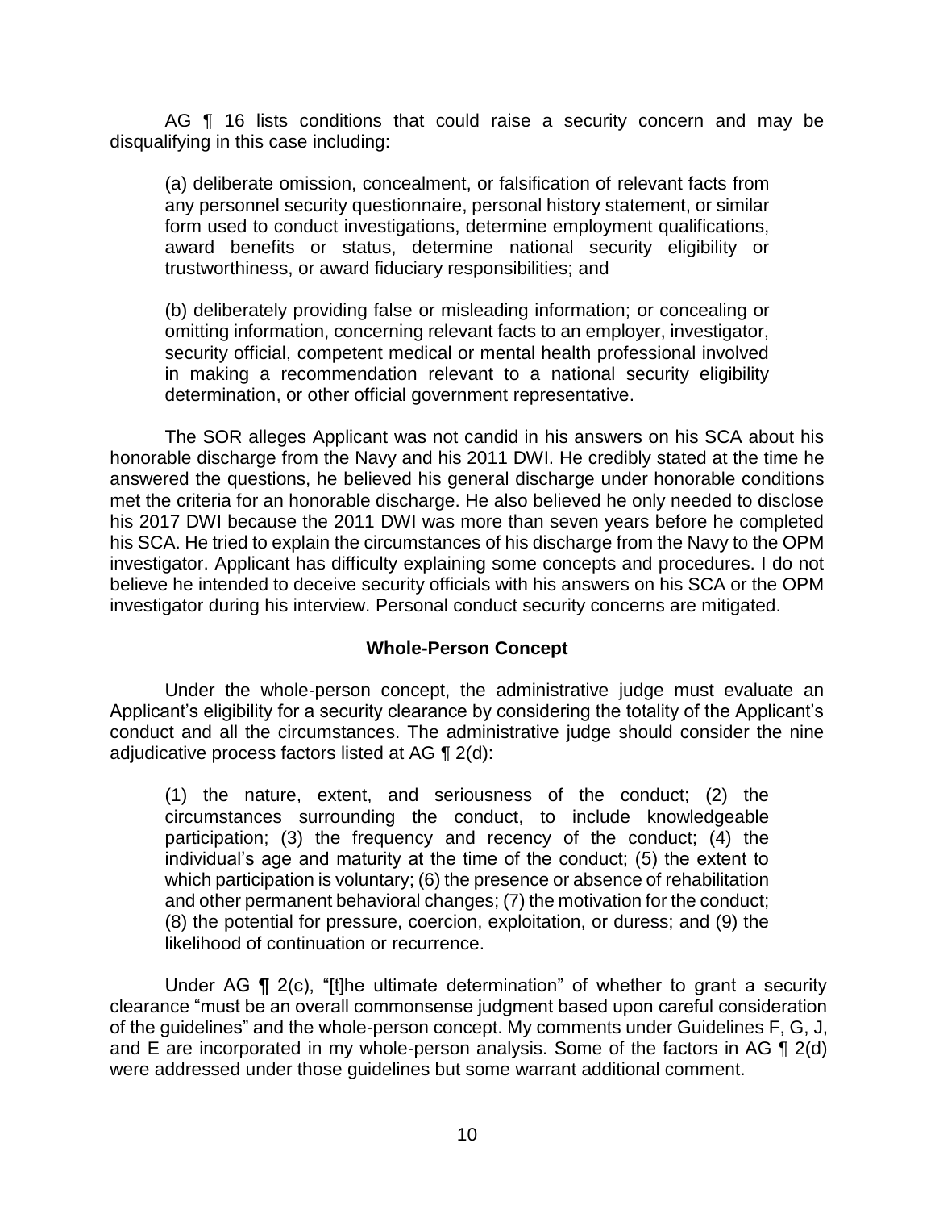AG ¶ 16 lists conditions that could raise a security concern and may be disqualifying in this case including:

> (a) deliberate omission, concealment, or falsification of relevant facts from any personnel security questionnaire, personal history statement, or similar form used to conduct investigations, determine employment qualifications, award benefits or status, determine national security eligibility or trustworthiness, or award fiduciary responsibilities; and
>
> (b) deliberately providing false or misleading information; or concealing or omitting information, concerning relevant facts to an employer, investigator, security official, competent medical or mental health professional involved in making a recommendation relevant to a national security eligibility determination, or other official government representative.

The SOR alleges Applicant was not candid in his answers on his SCA about his honorable discharge from the Navy and his 2011 DWI. He credibly stated at the time he answered the questions, he believed his general discharge under honorable conditions met the criteria for an honorable discharge. He also believed he only needed to disclose his 2017 DWI because the 2011 DWI was more than seven years before he completed his SCA. He tried to explain the circumstances of his discharge from the Navy to the OPM investigator. Applicant has difficulty explaining some concepts and procedures. I do not believe he intended to deceive security officials with his answers on his SCA or the OPM investigator during his interview. Personal conduct security concerns are mitigated.

## Whole-Person Concept

Under the whole-person concept, the administrative judge must evaluate an Applicant's eligibility for a security clearance by considering the totality of the Applicant's conduct and all the circumstances. The administrative judge should consider the nine adjudicative process factors listed at AG ¶ 2(d):

> (1) the nature, extent, and seriousness of the conduct; (2) the circumstances surrounding the conduct, to include knowledgeable participation; (3) the frequency and recency of the conduct; (4) the individual's age and maturity at the time of the conduct; (5) the extent to which participation is voluntary; (6) the presence or absence of rehabilitation and other permanent behavioral changes; (7) the motivation for the conduct; (8) the potential for pressure, coercion, exploitation, or duress; and (9) the likelihood of continuation or recurrence.

Under AG ¶ 2(c), "[t]he ultimate determination" of whether to grant a security clearance "must be an overall commonsense judgment based upon careful consideration of the guidelines" and the whole-person concept. My comments under Guidelines F, G, J, and E are incorporated in my whole-person analysis. Some of the factors in AG ¶ 2(d) were addressed under those guidelines but some warrant additional comment.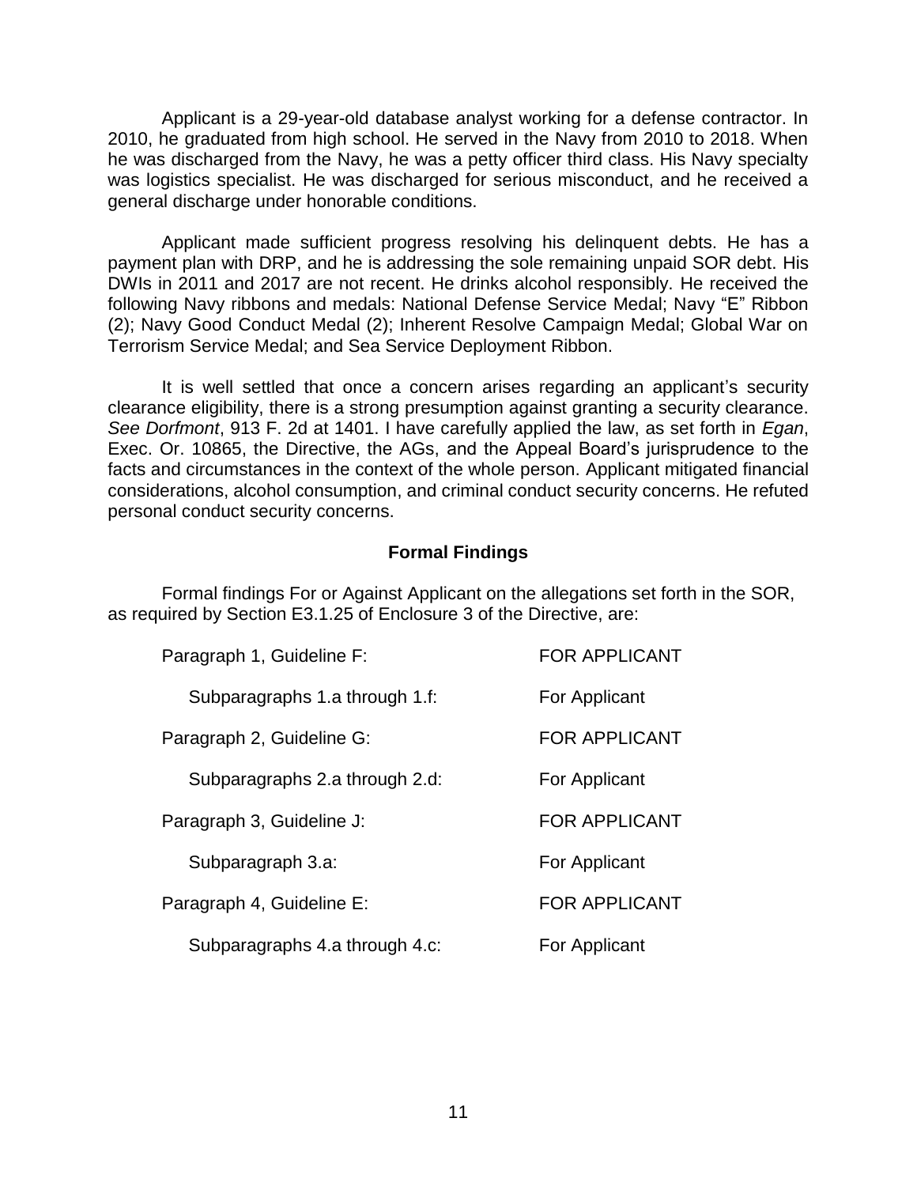Applicant is a 29-year-old database analyst working for a defense contractor. In 2010, he graduated from high school. He served in the Navy from 2010 to 2018. When he was discharged from the Navy, he was a petty officer third class. His Navy specialty was logistics specialist. He was discharged for serious misconduct, and he received a general discharge under honorable conditions.

Applicant made sufficient progress resolving his delinquent debts. He has a payment plan with DRP, and he is addressing the sole remaining unpaid SOR debt. His DWIs in 2011 and 2017 are not recent. He drinks alcohol responsibly. He received the following Navy ribbons and medals: National Defense Service Medal; Navy "E" Ribbon (2); Navy Good Conduct Medal (2); Inherent Resolve Campaign Medal; Global War on Terrorism Service Medal; and Sea Service Deployment Ribbon.

It is well settled that once a concern arises regarding an applicant's security clearance eligibility, there is a strong presumption against granting a security clearance. *See Dorfmont*, 913 F. 2d at 1401. I have carefully applied the law, as set forth in *Egan*, Exec. Or. 10865, the Directive, the AGs, and the Appeal Board's jurisprudence to the facts and circumstances in the context of the whole person. Applicant mitigated financial considerations, alcohol consumption, and criminal conduct security concerns. He refuted personal conduct security concerns.

## Formal Findings

Formal findings For or Against Applicant on the allegations set forth in the SOR, as required by Section E3.1.25 of Enclosure 3 of the Directive, are:

| | |
|---|---|
| Paragraph 1, Guideline F: | FOR APPLICANT |
| Subparagraphs 1.a through 1.f: | For Applicant |
| Paragraph 2, Guideline G: | FOR APPLICANT |
| Subparagraphs 2.a through 2.d: | For Applicant |
| Paragraph 3, Guideline J: | FOR APPLICANT |
| Subparagraph 3.a: | For Applicant |
| Paragraph 4, Guideline E: | FOR APPLICANT |
| Subparagraphs 4.a through 4.c: | For Applicant |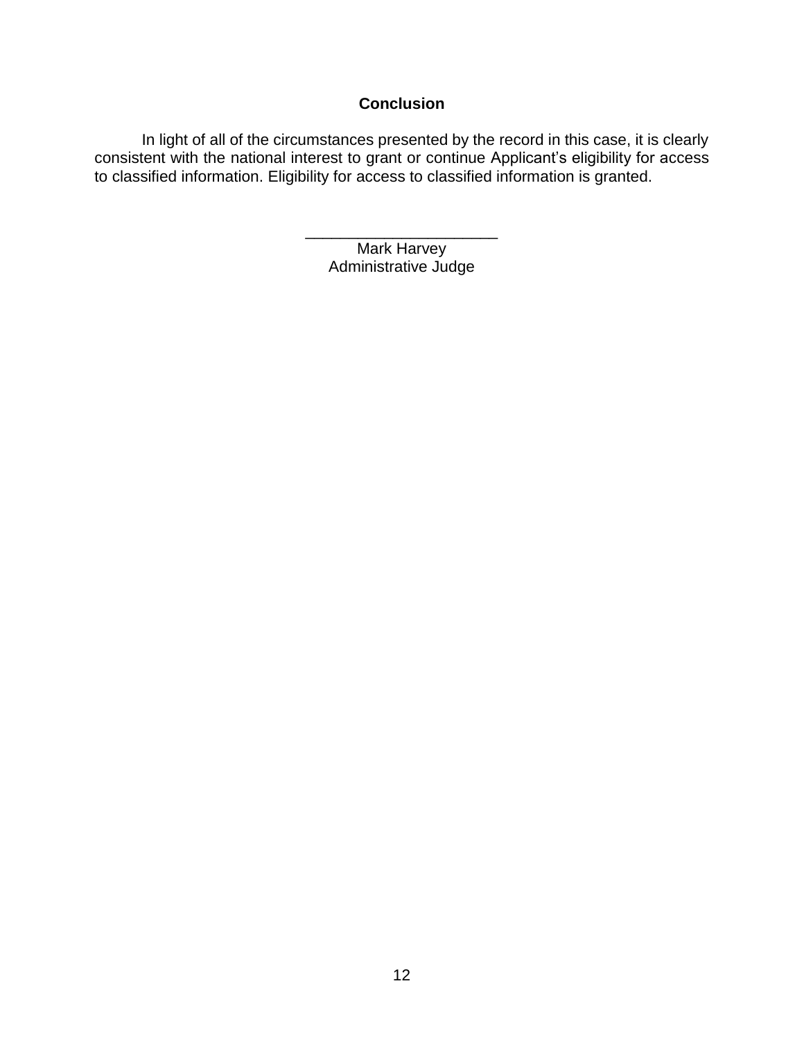## Conclusion

In light of all of the circumstances presented by the record in this case, it is clearly consistent with the national interest to grant or continue Applicant's eligibility for access to classified information. Eligibility for access to classified information is granted.

______________________
Mark Harvey
Administrative Judge